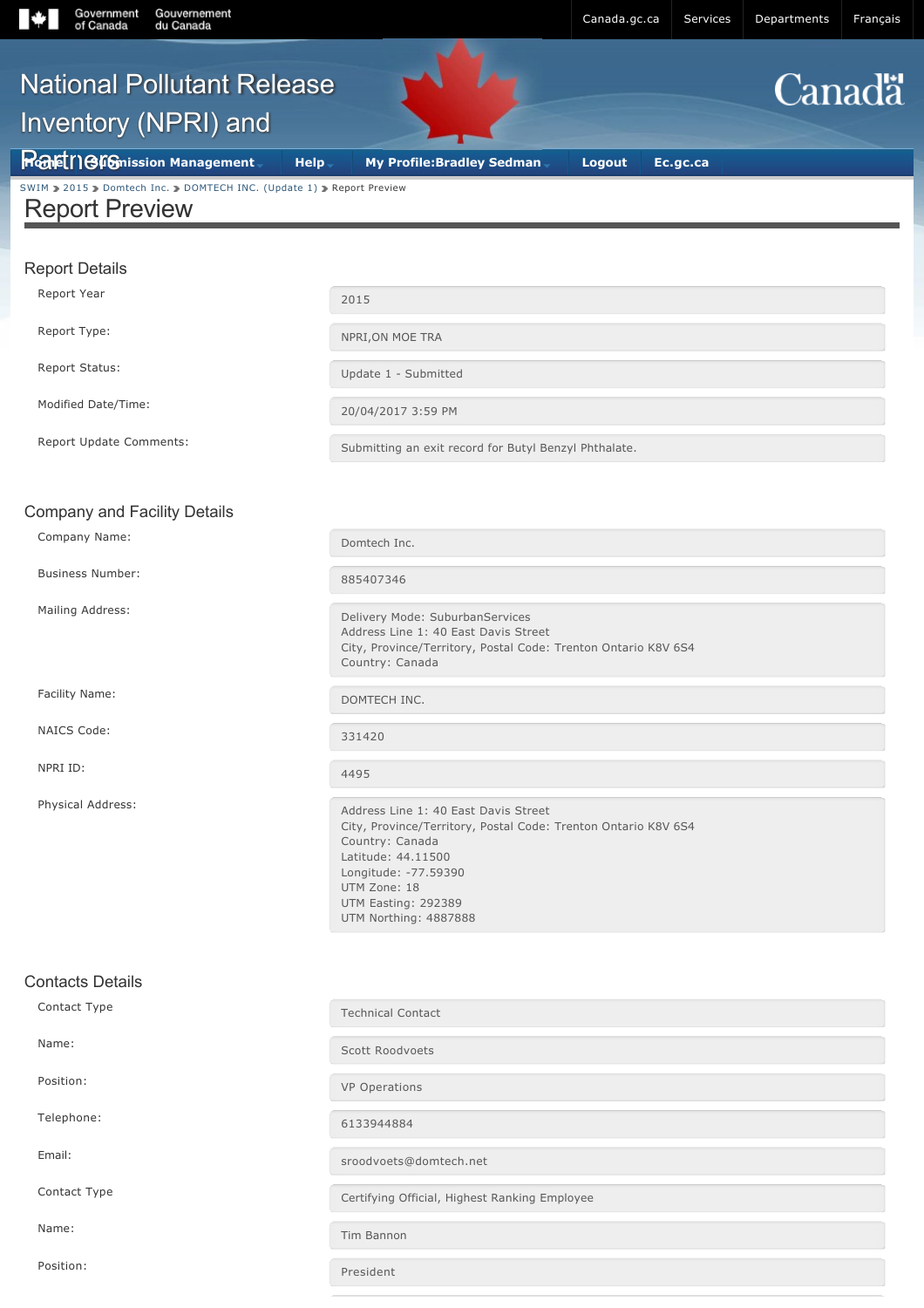Government of Canada | Gouvernement du Canada

Canada.gc.ca | Services | Departments | Français

# National Pollutant Release Inventory (NPRI) and Partners

Home | Submission Management | Help | My Profile:Bradley Sedman | Logout | Ec.gc.ca

SWIM > 2015 > Domtech Inc. > DOMTECH INC. (Update 1) > Report Preview

# Report Preview

## Report Details

| | |
|---|---|
| Report Year | 2015 |
| Report Type: | NPRI,ON MOE TRA |
| Report Status: | Update 1 - Submitted |
| Modified Date/Time: | 20/04/2017 3:59 PM |
| Report Update Comments: | Submitting an exit record for Butyl Benzyl Phthalate. |

## Company and Facility Details

| | |
|---|---|
| Company Name: | Domtech Inc. |
| Business Number: | 885407346 |
| Mailing Address: | Delivery Mode: SuburbanServices<br>Address Line 1: 40 East Davis Street<br>City, Province/Territory, Postal Code: Trenton Ontario K8V 6S4<br>Country: Canada |
| Facility Name: | DOMTECH INC. |
| NAICS Code: | 331420 |
| NPRI ID: | 4495 |
| Physical Address: | Address Line 1: 40 East Davis Street<br>City, Province/Territory, Postal Code: Trenton Ontario K8V 6S4<br>Country: Canada<br>Latitude: 44.11500<br>Longitude: -77.59390<br>UTM Zone: 18<br>UTM Easting: 292389<br>UTM Northing: 4887888 |

## Contacts Details

| | |
|---|---|
| Contact Type | Technical Contact |
| Name: | Scott Roodvoets |
| Position: | VP Operations |
| Telephone: | 6133944884 |
| Email: | sroodvoets@domtech.net |
| Contact Type | Certifying Official, Highest Ranking Employee |
| Name: | Tim Bannon |
| Position: | President |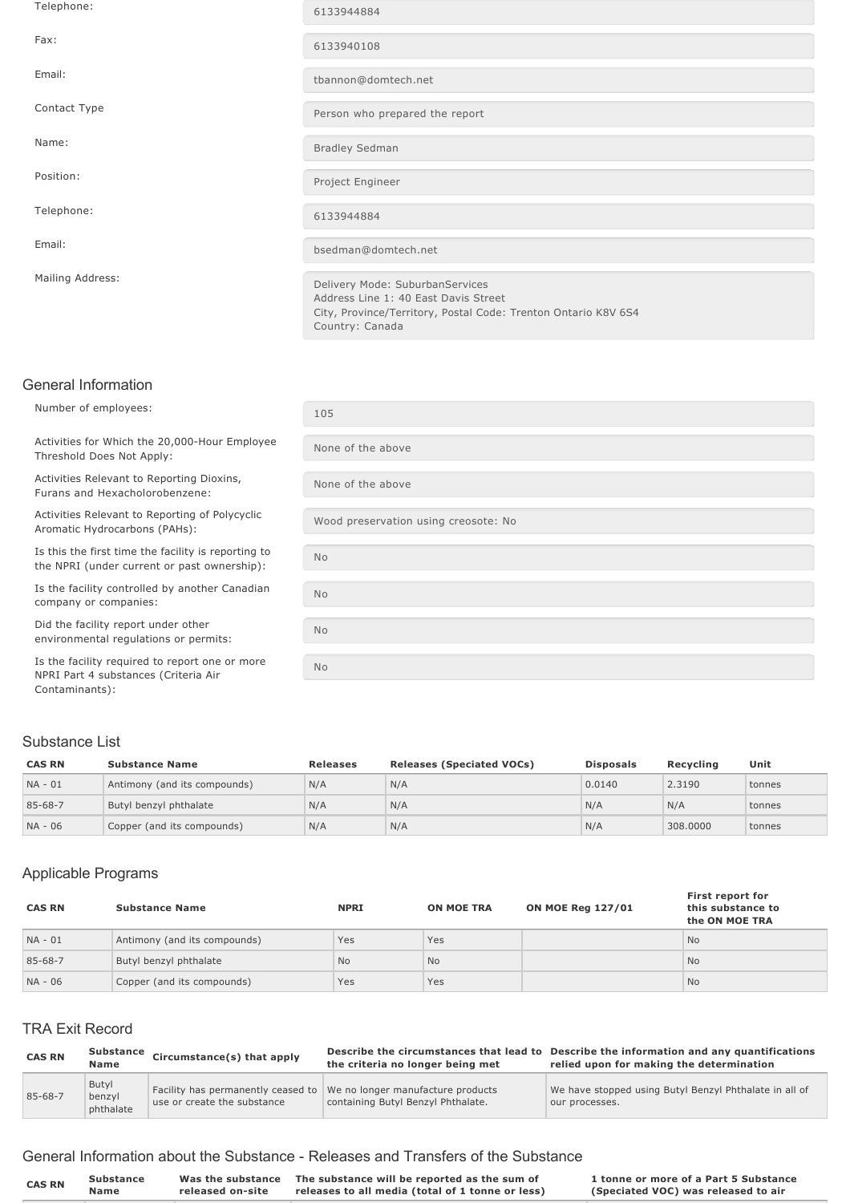| | |
|---|---|
| Telephone: | 6133944884 |
| Fax: | 6133940108 |
| Email: | tbannon@domtech.net |
| Contact Type | Person who prepared the report |
| Name: | Bradley Sedman |
| Position: | Project Engineer |
| Telephone: | 6133944884 |
| Email: | bsedman@domtech.net |
| Mailing Address: | Delivery Mode: SuburbanServices<br>Address Line 1: 40 East Davis Street<br>City, Province/Territory, Postal Code: Trenton Ontario K8V 6S4<br>Country: Canada |

## General Information

| | |
|---|---|
| Number of employees: | 105 |
| Activities for Which the 20,000-Hour Employee Threshold Does Not Apply: | None of the above |
| Activities Relevant to Reporting Dioxins, Furans and Hexacholorobenzene: | None of the above |
| Activities Relevant to Reporting of Polycyclic Aromatic Hydrocarbons (PAHs): | Wood preservation using creosote: No |
| Is this the first time the facility is reporting to the NPRI (under current or past ownership): | No |
| Is the facility controlled by another Canadian company or companies: | No |
| Did the facility report under other environmental regulations or permits: | No |
| Is the facility required to report one or more NPRI Part 4 substances (Criteria Air Contaminants): | No |

## Substance List

| CAS RN | Substance Name | Releases | Releases (Speciated VOCs) | Disposals | Recycling | Unit |
|---|---|---|---|---|---|---|
| NA - 01 | Antimony (and its compounds) | N/A | N/A | 0.0140 | 2.3190 | tonnes |
| 85-68-7 | Butyl benzyl phthalate | N/A | N/A | N/A | N/A | tonnes |
| NA - 06 | Copper (and its compounds) | N/A | N/A | N/A | 308.0000 | tonnes |

## Applicable Programs

| CAS RN | Substance Name | NPRI | ON MOE TRA | ON MOE Reg 127/01 | First report for this substance to the ON MOE TRA |
|---|---|---|---|---|---|
| NA - 01 | Antimony (and its compounds) | Yes | Yes | | No |
| 85-68-7 | Butyl benzyl phthalate | No | No | | No |
| NA - 06 | Copper (and its compounds) | Yes | Yes | | No |

## TRA Exit Record

| CAS RN | Substance Name | Circumstance(s) that apply | Describe the circumstances that lead to the criteria no longer being met | Describe the information and any quantifications relied upon for making the determination |
|---|---|---|---|---|
| 85-68-7 | Butyl benzyl phthalate | Facility has permanently ceased to use or create the substance | We no longer manufacture products containing Butyl Benzyl Phthalate. | We have stopped using Butyl Benzyl Phthalate in all of our processes. |

## General Information about the Substance - Releases and Transfers of the Substance

| CAS RN | Substance Name | Was the substance released on-site | The substance will be reported as the sum of releases to all media (total of 1 tonne or less) | 1 tonne or more of a Part 5 Substance (Speciated VOC) was released to air |
|---|---|---|---|---|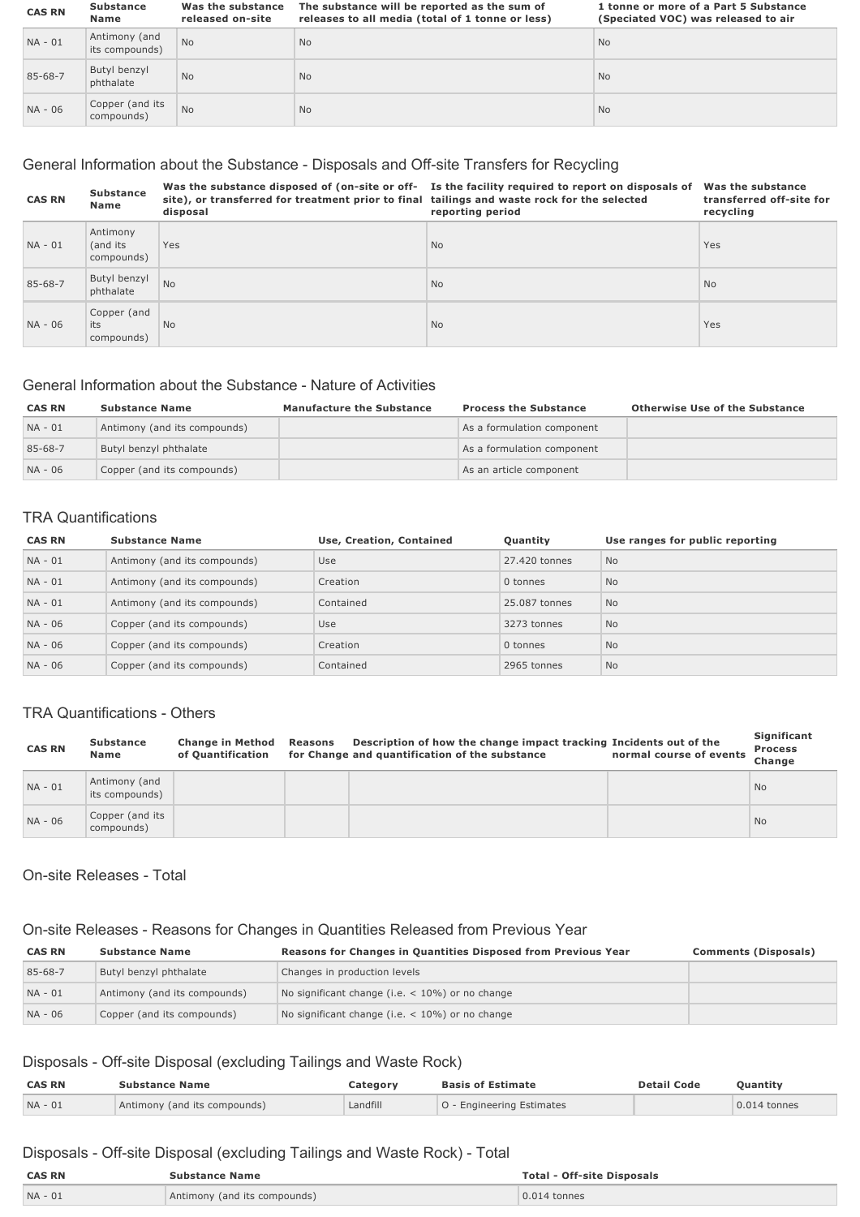| CAS RN | Substance Name | Was the substance released on-site | The substance will be reported as the sum of releases to all media (total of 1 tonne or less) | 1 tonne or more of a Part 5 Substance (Speciated VOC) was released to air |
| --- | --- | --- | --- | --- |
| NA - 01 | Antimony (and its compounds) | No | No | No |
| 85-68-7 | Butyl benzyl phthalate | No | No | No |
| NA - 06 | Copper (and its compounds) | No | No | No |

## General Information about the Substance - Disposals and Off-site Transfers for Recycling

| CAS RN | Substance Name | Was the substance disposed of (on-site or off-site), or transferred for treatment prior to final disposal | Is the facility required to report on disposals of tailings and waste rock for the selected reporting period | Was the substance transferred off-site for recycling |
| --- | --- | --- | --- | --- |
| NA - 01 | Antimony (and its compounds) | Yes | No | Yes |
| 85-68-7 | Butyl benzyl phthalate | No | No | No |
| NA - 06 | Copper (and its compounds) | No | No | Yes |

## General Information about the Substance - Nature of Activities

| CAS RN | Substance Name | Manufacture the Substance | Process the Substance | Otherwise Use of the Substance |
| --- | --- | --- | --- | --- |
| NA - 01 | Antimony (and its compounds) | | As a formulation component | |
| 85-68-7 | Butyl benzyl phthalate | | As a formulation component | |
| NA - 06 | Copper (and its compounds) | | As an article component | |

## TRA Quantifications

| CAS RN | Substance Name | Use, Creation, Contained | Quantity | Use ranges for public reporting |
| --- | --- | --- | --- | --- |
| NA - 01 | Antimony (and its compounds) | Use | 27.420 tonnes | No |
| NA - 01 | Antimony (and its compounds) | Creation | 0 tonnes | No |
| NA - 01 | Antimony (and its compounds) | Contained | 25.087 tonnes | No |
| NA - 06 | Copper (and its compounds) | Use | 3273 tonnes | No |
| NA - 06 | Copper (and its compounds) | Creation | 0 tonnes | No |
| NA - 06 | Copper (and its compounds) | Contained | 2965 tonnes | No |

## TRA Quantifications - Others

| CAS RN | Substance Name | Change in Method of Quantification | Reasons for Change | Description of how the change impact tracking and quantification of the substance | Incidents out of the normal course of events | Significant Process Change |
| --- | --- | --- | --- | --- | --- | --- |
| NA - 01 | Antimony (and its compounds) | | | | | No |
| NA - 06 | Copper (and its compounds) | | | | | No |

## On-site Releases - Total

## On-site Releases - Reasons for Changes in Quantities Released from Previous Year

| CAS RN | Substance Name | Reasons for Changes in Quantities Disposed from Previous Year | Comments (Disposals) |
| --- | --- | --- | --- |
| 85-68-7 | Butyl benzyl phthalate | Changes in production levels | |
| NA - 01 | Antimony (and its compounds) | No significant change (i.e. < 10%) or no change | |
| NA - 06 | Copper (and its compounds) | No significant change (i.e. < 10%) or no change | |

## Disposals - Off-site Disposal (excluding Tailings and Waste Rock)

| CAS RN | Substance Name | Category | Basis of Estimate | Detail Code | Quantity |
| --- | --- | --- | --- | --- | --- |
| NA - 01 | Antimony (and its compounds) | Landfill | O - Engineering Estimates | | 0.014 tonnes |

## Disposals - Off-site Disposal (excluding Tailings and Waste Rock) - Total

| CAS RN | Substance Name | Total - Off-site Disposals |
| --- | --- | --- |
| NA - 01 | Antimony (and its compounds) | 0.014 tonnes |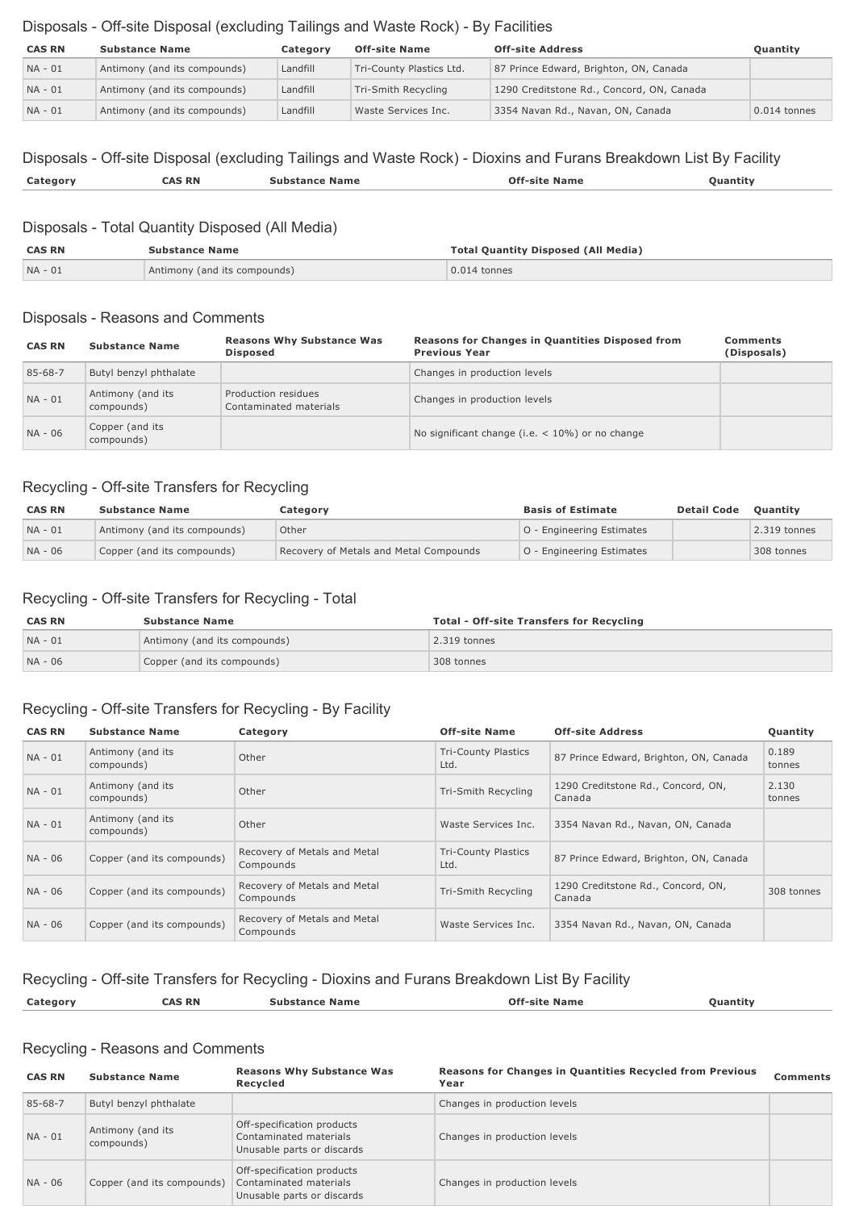## Disposals - Off-site Disposal (excluding Tailings and Waste Rock) - By Facilities

| CAS RN | Substance Name | Category | Off-site Name | Off-site Address | Quantity |
|---|---|---|---|---|---|
| NA - 01 | Antimony (and its compounds) | Landfill | Tri-County Plastics Ltd. | 87 Prince Edward, Brighton, ON, Canada | |
| NA - 01 | Antimony (and its compounds) | Landfill | Tri-Smith Recycling | 1290 Creditstone Rd., Concord, ON, Canada | |
| NA - 01 | Antimony (and its compounds) | Landfill | Waste Services Inc. | 3354 Navan Rd., Navan, ON, Canada | 0.014 tonnes |

## Disposals - Off-site Disposal (excluding Tailings and Waste Rock) - Dioxins and Furans Breakdown List By Facility

| Category | CAS RN | Substance Name | Off-site Name | Quantity |
|---|---|---|---|---|

## Disposals - Total Quantity Disposed (All Media)

| CAS RN | Substance Name | Total Quantity Disposed (All Media) |
|---|---|---|
| NA - 01 | Antimony (and its compounds) | 0.014 tonnes |

## Disposals - Reasons and Comments

| CAS RN | Substance Name | Reasons Why Substance Was Disposed | Reasons for Changes in Quantities Disposed from Previous Year | Comments (Disposals) |
|---|---|---|---|---|
| 85-68-7 | Butyl benzyl phthalate | | Changes in production levels | |
| NA - 01 | Antimony (and its compounds) | Production residues<br>Contaminated materials | Changes in production levels | |
| NA - 06 | Copper (and its compounds) | | No significant change (i.e. < 10%) or no change | |

## Recycling - Off-site Transfers for Recycling

| CAS RN | Substance Name | Category | Basis of Estimate | Detail Code | Quantity |
|---|---|---|---|---|---|
| NA - 01 | Antimony (and its compounds) | Other | O - Engineering Estimates | | 2.319 tonnes |
| NA - 06 | Copper (and its compounds) | Recovery of Metals and Metal Compounds | O - Engineering Estimates | | 308 tonnes |

## Recycling - Off-site Transfers for Recycling - Total

| CAS RN | Substance Name | Total - Off-site Transfers for Recycling |
|---|---|---|
| NA - 01 | Antimony (and its compounds) | 2.319 tonnes |
| NA - 06 | Copper (and its compounds) | 308 tonnes |

## Recycling - Off-site Transfers for Recycling - By Facility

| CAS RN | Substance Name | Category | Off-site Name | Off-site Address | Quantity |
|---|---|---|---|---|---|
| NA - 01 | Antimony (and its compounds) | Other | Tri-County Plastics Ltd. | 87 Prince Edward, Brighton, ON, Canada | 0.189 tonnes |
| NA - 01 | Antimony (and its compounds) | Other | Tri-Smith Recycling | 1290 Creditstone Rd., Concord, ON, Canada | 2.130 tonnes |
| NA - 01 | Antimony (and its compounds) | Other | Waste Services Inc. | 3354 Navan Rd., Navan, ON, Canada | |
| NA - 06 | Copper (and its compounds) | Recovery of Metals and Metal Compounds | Tri-County Plastics Ltd. | 87 Prince Edward, Brighton, ON, Canada | |
| NA - 06 | Copper (and its compounds) | Recovery of Metals and Metal Compounds | Tri-Smith Recycling | 1290 Creditstone Rd., Concord, ON, Canada | 308 tonnes |
| NA - 06 | Copper (and its compounds) | Recovery of Metals and Metal Compounds | Waste Services Inc. | 3354 Navan Rd., Navan, ON, Canada | |

## Recycling - Off-site Transfers for Recycling - Dioxins and Furans Breakdown List By Facility

| Category | CAS RN | Substance Name | Off-site Name | Quantity |
|---|---|---|---|---|

## Recycling - Reasons and Comments

| CAS RN | Substance Name | Reasons Why Substance Was Recycled | Reasons for Changes in Quantities Recycled from Previous Year | Comments |
|---|---|---|---|---|
| 85-68-7 | Butyl benzyl phthalate | | Changes in production levels | |
| NA - 01 | Antimony (and its compounds) | Off-specification products<br>Contaminated materials<br>Unusable parts or discards | Changes in production levels | |
| NA - 06 | Copper (and its compounds) | Off-specification products<br>Contaminated materials<br>Unusable parts or discards | Changes in production levels | |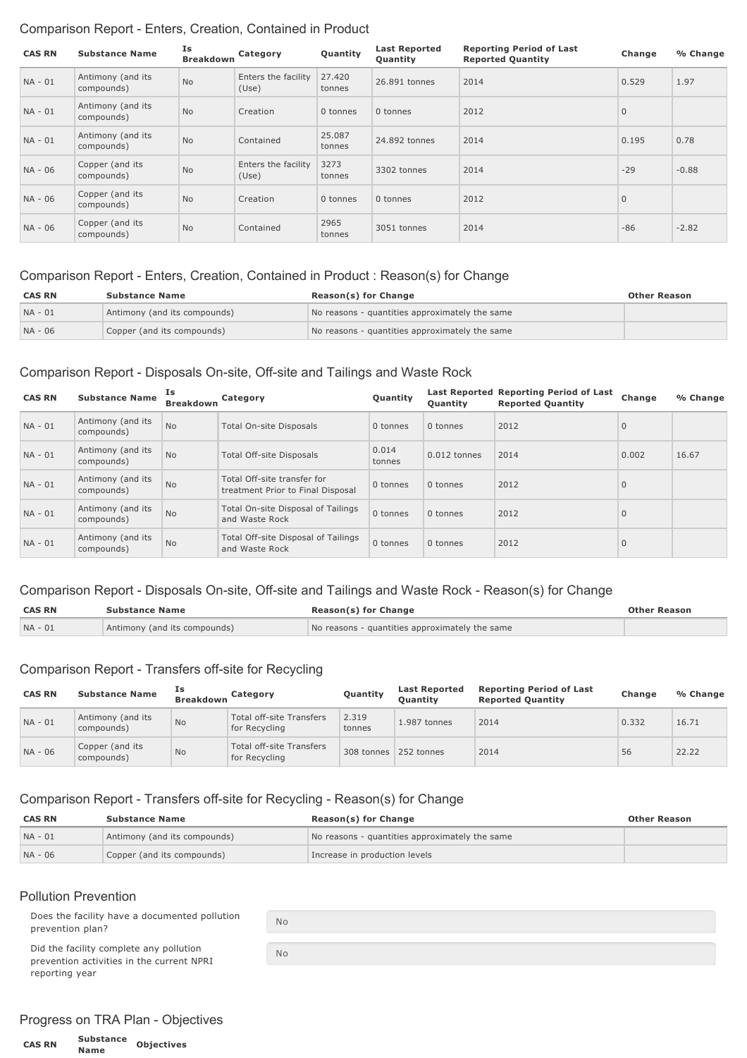## Comparison Report - Enters, Creation, Contained in Product

| CAS RN | Substance Name | Is Breakdown | Category | Quantity | Last Reported Quantity | Reporting Period of Last Reported Quantity | Change | % Change |
|---|---|---|---|---|---|---|---|---|
| NA - 01 | Antimony (and its compounds) | No | Enters the facility (Use) | 27.420 tonnes | 26.891 tonnes | 2014 | 0.529 | 1.97 |
| NA - 01 | Antimony (and its compounds) | No | Creation | 0 tonnes | 0 tonnes | 2012 | 0 | |
| NA - 01 | Antimony (and its compounds) | No | Contained | 25.087 tonnes | 24.892 tonnes | 2014 | 0.195 | 0.78 |
| NA - 06 | Copper (and its compounds) | No | Enters the facility (Use) | 3273 tonnes | 3302 tonnes | 2014 | -29 | -0.88 |
| NA - 06 | Copper (and its compounds) | No | Creation | 0 tonnes | 0 tonnes | 2012 | 0 | |
| NA - 06 | Copper (and its compounds) | No | Contained | 2965 tonnes | 3051 tonnes | 2014 | -86 | -2.82 |

## Comparison Report - Enters, Creation, Contained in Product : Reason(s) for Change

| CAS RN | Substance Name | Reason(s) for Change | Other Reason |
|---|---|---|---|
| NA - 01 | Antimony (and its compounds) | No reasons - quantities approximately the same | |
| NA - 06 | Copper (and its compounds) | No reasons - quantities approximately the same | |

## Comparison Report - Disposals On-site, Off-site and Tailings and Waste Rock

| CAS RN | Substance Name | Is Breakdown | Category | Quantity | Last Reported Quantity | Reporting Period of Last Reported Quantity | Change | % Change |
|---|---|---|---|---|---|---|---|---|
| NA - 01 | Antimony (and its compounds) | No | Total On-site Disposals | 0 tonnes | 0 tonnes | 2012 | 0 | |
| NA - 01 | Antimony (and its compounds) | No | Total Off-site Disposals | 0.014 tonnes | 0.012 tonnes | 2014 | 0.002 | 16.67 |
| NA - 01 | Antimony (and its compounds) | No | Total Off-site transfer for treatment Prior to Final Disposal | 0 tonnes | 0 tonnes | 2012 | 0 | |
| NA - 01 | Antimony (and its compounds) | No | Total On-site Disposal of Tailings and Waste Rock | 0 tonnes | 0 tonnes | 2012 | 0 | |
| NA - 01 | Antimony (and its compounds) | No | Total Off-site Disposal of Tailings and Waste Rock | 0 tonnes | 0 tonnes | 2012 | 0 | |

## Comparison Report - Disposals On-site, Off-site and Tailings and Waste Rock - Reason(s) for Change

| CAS RN | Substance Name | Reason(s) for Change | Other Reason |
|---|---|---|---|
| NA - 01 | Antimony (and its compounds) | No reasons - quantities approximately the same | |

## Comparison Report - Transfers off-site for Recycling

| CAS RN | Substance Name | Is Breakdown | Category | Quantity | Last Reported Quantity | Reporting Period of Last Reported Quantity | Change | % Change |
|---|---|---|---|---|---|---|---|---|
| NA - 01 | Antimony (and its compounds) | No | Total off-site Transfers for Recycling | 2.319 tonnes | 1.987 tonnes | 2014 | 0.332 | 16.71 |
| NA - 06 | Copper (and its compounds) | No | Total off-site Transfers for Recycling | 308 tonnes | 252 tonnes | 2014 | 56 | 22.22 |

## Comparison Report - Transfers off-site for Recycling - Reason(s) for Change

| CAS RN | Substance Name | Reason(s) for Change | Other Reason |
|---|---|---|---|
| NA - 01 | Antimony (and its compounds) | No reasons - quantities approximately the same | |
| NA - 06 | Copper (and its compounds) | Increase in production levels | |

## Pollution Prevention

| | |
|---|---|
| Does the facility have a documented pollution prevention plan? | No |
| Did the facility complete any pollution prevention activities in the current NPRI reporting year | No |

## Progress on TRA Plan - Objectives

| CAS RN | Substance Name | Objectives |
|---|---|---|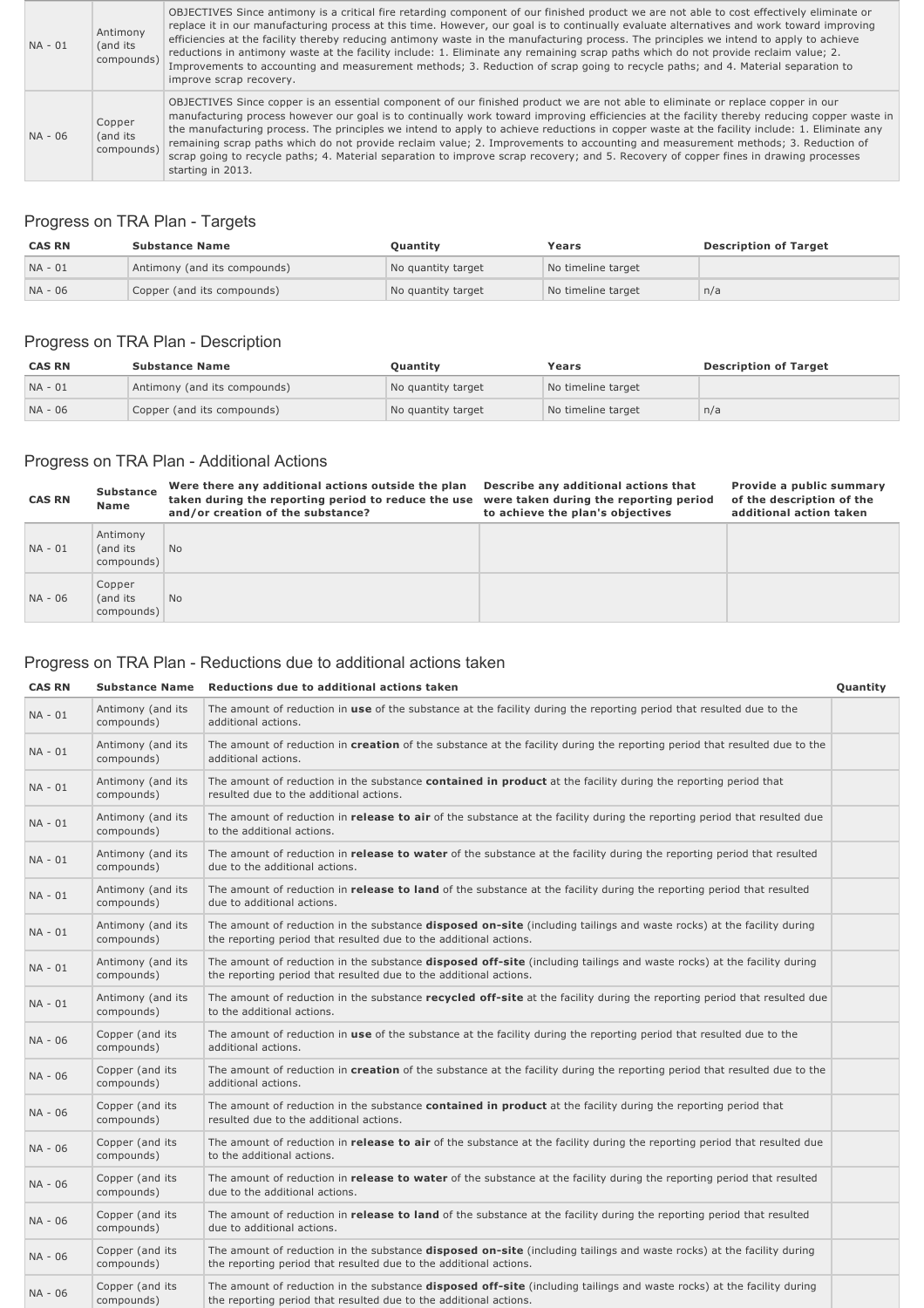| NA - 01 | Antimony (and its compounds) | OBJECTIVES Since antimony is a critical fire retarding component of our finished product we are not able to cost effectively eliminate or replace it in our manufacturing process at this time. However, our goal is to continually evaluate alternatives and work toward improving efficiencies at the facility thereby reducing antimony waste in the manufacturing process. The principles we intend to apply to achieve reductions in antimony waste at the facility include: 1. Eliminate any remaining scrap paths which do not provide reclaim value; 2. Improvements to accounting and measurement methods; 3. Reduction of scrap going to recycle paths; and 4. Material separation to improve scrap recovery. |
|---|---|---|
| NA - 06 | Copper (and its compounds) | OBJECTIVES Since copper is an essential component of our finished product we are not able to eliminate or replace copper in our manufacturing process however our goal is to continually work toward improving efficiencies at the facility thereby reducing copper waste in the manufacturing process. The principles we intend to apply to achieve reductions in copper waste at the facility include: 1. Eliminate any remaining scrap paths which do not provide reclaim value; 2. Improvements to accounting and measurement methods; 3. Reduction of scrap going to recycle paths; 4. Material separation to improve scrap recovery; and 5. Recovery of copper fines in drawing processes starting in 2013. |

## Progress on TRA Plan - Targets

| CAS RN | Substance Name | Quantity | Years | Description of Target |
|---|---|---|---|---|
| NA - 01 | Antimony (and its compounds) | No quantity target | No timeline target | |
| NA - 06 | Copper (and its compounds) | No quantity target | No timeline target | n/a |

## Progress on TRA Plan - Description

| CAS RN | Substance Name | Quantity | Years | Description of Target |
|---|---|---|---|---|
| NA - 01 | Antimony (and its compounds) | No quantity target | No timeline target | |
| NA - 06 | Copper (and its compounds) | No quantity target | No timeline target | n/a |

## Progress on TRA Plan - Additional Actions

| CAS RN | Substance Name | Were there any additional actions outside the plan taken during the reporting period to reduce the use and/or creation of the substance? | Describe any additional actions that were taken during the reporting period to achieve the plan's objectives | Provide a public summary of the description of the additional action taken |
|---|---|---|---|---|
| NA - 01 | Antimony (and its compounds) | No | | |
| NA - 06 | Copper (and its compounds) | No | | |

## Progress on TRA Plan - Reductions due to additional actions taken

| CAS RN | Substance Name | Reductions due to additional actions taken | Quantity |
|---|---|---|---|
| NA - 01 | Antimony (and its compounds) | The amount of reduction in **use** of the substance at the facility during the reporting period that resulted due to the additional actions. | |
| NA - 01 | Antimony (and its compounds) | The amount of reduction in **creation** of the substance at the facility during the reporting period that resulted due to the additional actions. | |
| NA - 01 | Antimony (and its compounds) | The amount of reduction in the substance **contained in product** at the facility during the reporting period that resulted due to the additional actions. | |
| NA - 01 | Antimony (and its compounds) | The amount of reduction in **release to air** of the substance at the facility during the reporting period that resulted due to the additional actions. | |
| NA - 01 | Antimony (and its compounds) | The amount of reduction in **release to water** of the substance at the facility during the reporting period that resulted due to the additional actions. | |
| NA - 01 | Antimony (and its compounds) | The amount of reduction in **release to land** of the substance at the facility during the reporting period that resulted due to additional actions. | |
| NA - 01 | Antimony (and its compounds) | The amount of reduction in the substance **disposed on-site** (including tailings and waste rocks) at the facility during the reporting period that resulted due to the additional actions. | |
| NA - 01 | Antimony (and its compounds) | The amount of reduction in the substance **disposed off-site** (including tailings and waste rocks) at the facility during the reporting period that resulted due to the additional actions. | |
| NA - 01 | Antimony (and its compounds) | The amount of reduction in the substance **recycled off-site** at the facility during the reporting period that resulted due to the additional actions. | |
| NA - 06 | Copper (and its compounds) | The amount of reduction in **use** of the substance at the facility during the reporting period that resulted due to the additional actions. | |
| NA - 06 | Copper (and its compounds) | The amount of reduction in **creation** of the substance at the facility during the reporting period that resulted due to the additional actions. | |
| NA - 06 | Copper (and its compounds) | The amount of reduction in the substance **contained in product** at the facility during the reporting period that resulted due to the additional actions. | |
| NA - 06 | Copper (and its compounds) | The amount of reduction in **release to air** of the substance at the facility during the reporting period that resulted due to the additional actions. | |
| NA - 06 | Copper (and its compounds) | The amount of reduction in **release to water** of the substance at the facility during the reporting period that resulted due to the additional actions. | |
| NA - 06 | Copper (and its compounds) | The amount of reduction in **release to land** of the substance at the facility during the reporting period that resulted due to additional actions. | |
| NA - 06 | Copper (and its compounds) | The amount of reduction in the substance **disposed on-site** (including tailings and waste rocks) at the facility during the reporting period that resulted due to the additional actions. | |
| NA - 06 | Copper (and its compounds) | The amount of reduction in the substance **disposed off-site** (including tailings and waste rocks) at the facility during the reporting period that resulted due to the additional actions. | |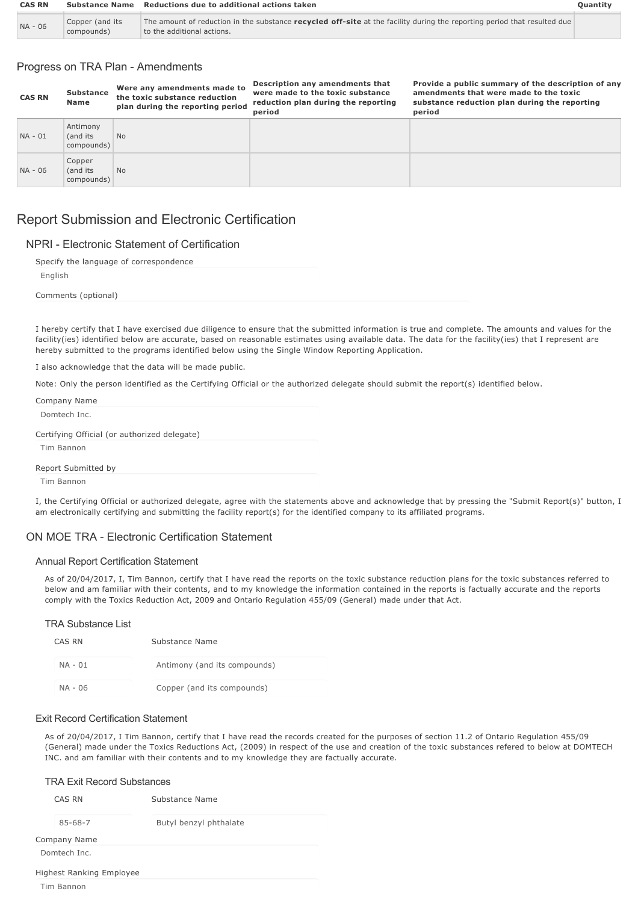| CAS RN | Substance Name | Reductions due to additional actions taken | Quantity |
|---|---|---|---|
| NA - 06 | Copper (and its compounds) | The amount of reduction in the substance **recycled off-site** at the facility during the reporting period that resulted due to the additional actions. | |

## Progress on TRA Plan - Amendments

| CAS RN | Substance Name | Were any amendments made to the toxic substance reduction plan during the reporting period | Description any amendments that were made to the toxic substance reduction plan during the reporting period | Provide a public summary of the description of any amendments that were made to the toxic substance reduction plan during the reporting period |
|---|---|---|---|---|
| NA - 01 | Antimony (and its compounds) | No | | |
| NA - 06 | Copper (and its compounds) | No | | |

# Report Submission and Electronic Certification

## NPRI - Electronic Statement of Certification

Specify the language of correspondence

English

Comments (optional)

I hereby certify that I have exercised due diligence to ensure that the submitted information is true and complete. The amounts and values for the facility(ies) identified below are accurate, based on reasonable estimates using available data. The data for the facility(ies) that I represent are hereby submitted to the programs identified below using the Single Window Reporting Application.

I also acknowledge that the data will be made public.

Note: Only the person identified as the Certifying Official or the authorized delegate should submit the report(s) identified below.

Company Name

Domtech Inc.

Certifying Official (or authorized delegate)

Tim Bannon

Report Submitted by

Tim Bannon

I, the Certifying Official or authorized delegate, agree with the statements above and acknowledge that by pressing the "Submit Report(s)" button, I am electronically certifying and submitting the facility report(s) for the identified company to its affiliated programs.

## ON MOE TRA - Electronic Certification Statement

### Annual Report Certification Statement

As of 20/04/2017, I, Tim Bannon, certify that I have read the reports on the toxic substance reduction plans for the toxic substances referred to below and am familiar with their contents, and to my knowledge the information contained in the reports is factually accurate and the reports comply with the Toxics Reduction Act, 2009 and Ontario Regulation 455/09 (General) made under that Act.

#### TRA Substance List

| CAS RN | Substance Name |
|---|---|
| NA - 01 | Antimony (and its compounds) |
| NA - 06 | Copper (and its compounds) |

### Exit Record Certification Statement

As of 20/04/2017, I Tim Bannon, certify that I have read the records created for the purposes of section 11.2 of Ontario Regulation 455/09 (General) made under the Toxics Reductions Act, (2009) in respect of the use and creation of the toxic substances refered to below at DOMTECH INC. and am familiar with their contents and to my knowledge they are factually accurate.

#### TRA Exit Record Substances

| CAS RN | Substance Name |
|---|---|
| 85-68-7 | Butyl benzyl phthalate |

Company Name

Domtech Inc.

Highest Ranking Employee

Tim Bannon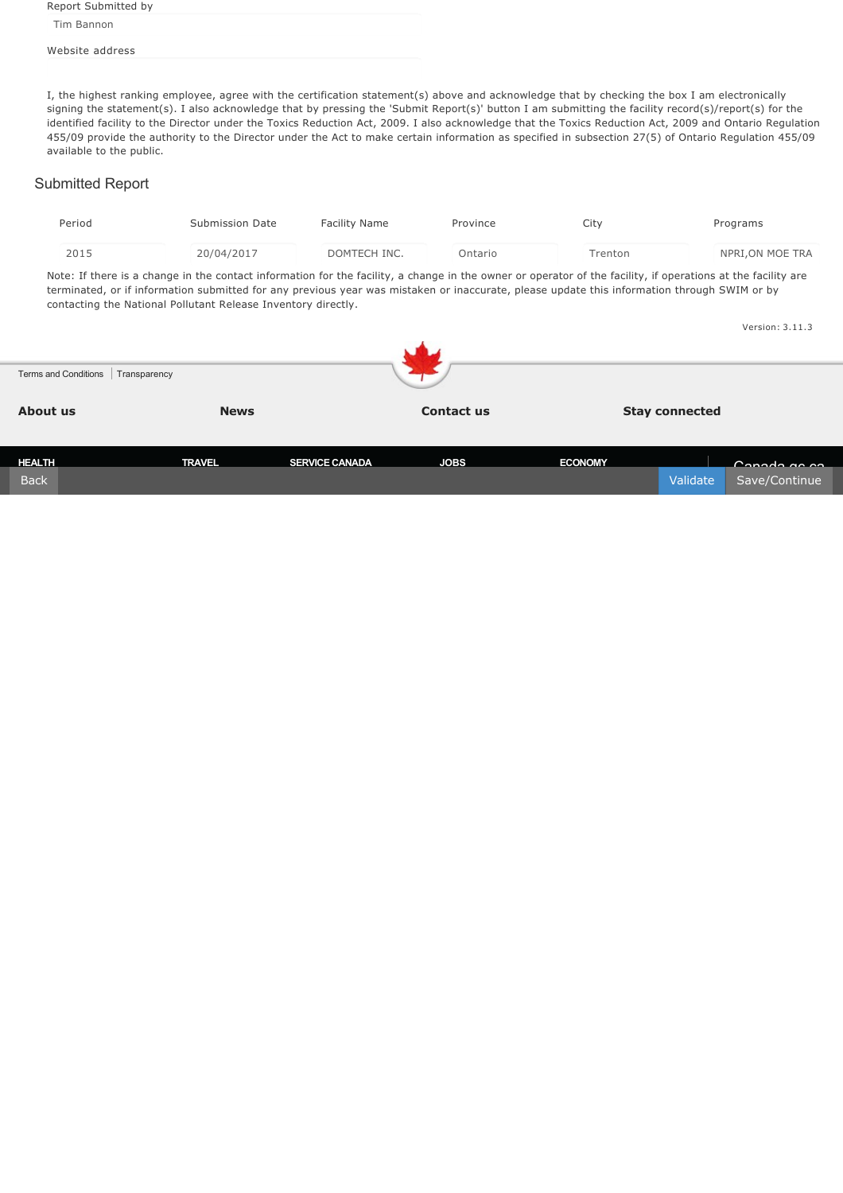Report Submitted by

Tim Bannon

Website address

I, the highest ranking employee, agree with the certification statement(s) above and acknowledge that by checking the box I am electronically signing the statement(s). I also acknowledge that by pressing the 'Submit Report(s)' button I am submitting the facility record(s)/report(s) for the identified facility to the Director under the Toxics Reduction Act, 2009. I also acknowledge that the Toxics Reduction Act, 2009 and Ontario Regulation 455/09 provide the authority to the Director under the Act to make certain information as specified in subsection 27(5) of Ontario Regulation 455/09 available to the public.

## Submitted Report

| Period | Submission Date | Facility Name | Province | City | Programs |
|---|---|---|---|---|---|
| 2015 | 20/04/2017 | DOMTECH INC. | Ontario | Trenton | NPRI,ON MOE TRA |

Note: If there is a change in the contact information for the facility, a change in the owner or operator of the facility, if operations at the facility are terminated, or if information submitted for any previous year was mistaken or inaccurate, please update this information through SWIM or by contacting the National Pollutant Release Inventory directly.

Version: 3.11.3

Terms and Conditions | Transparency

**About us** **News** **Contact us** **Stay connected**

HEALTH TRAVEL SERVICE CANADA JOBS ECONOMY Canada.ca

Back Validate Save/Continue